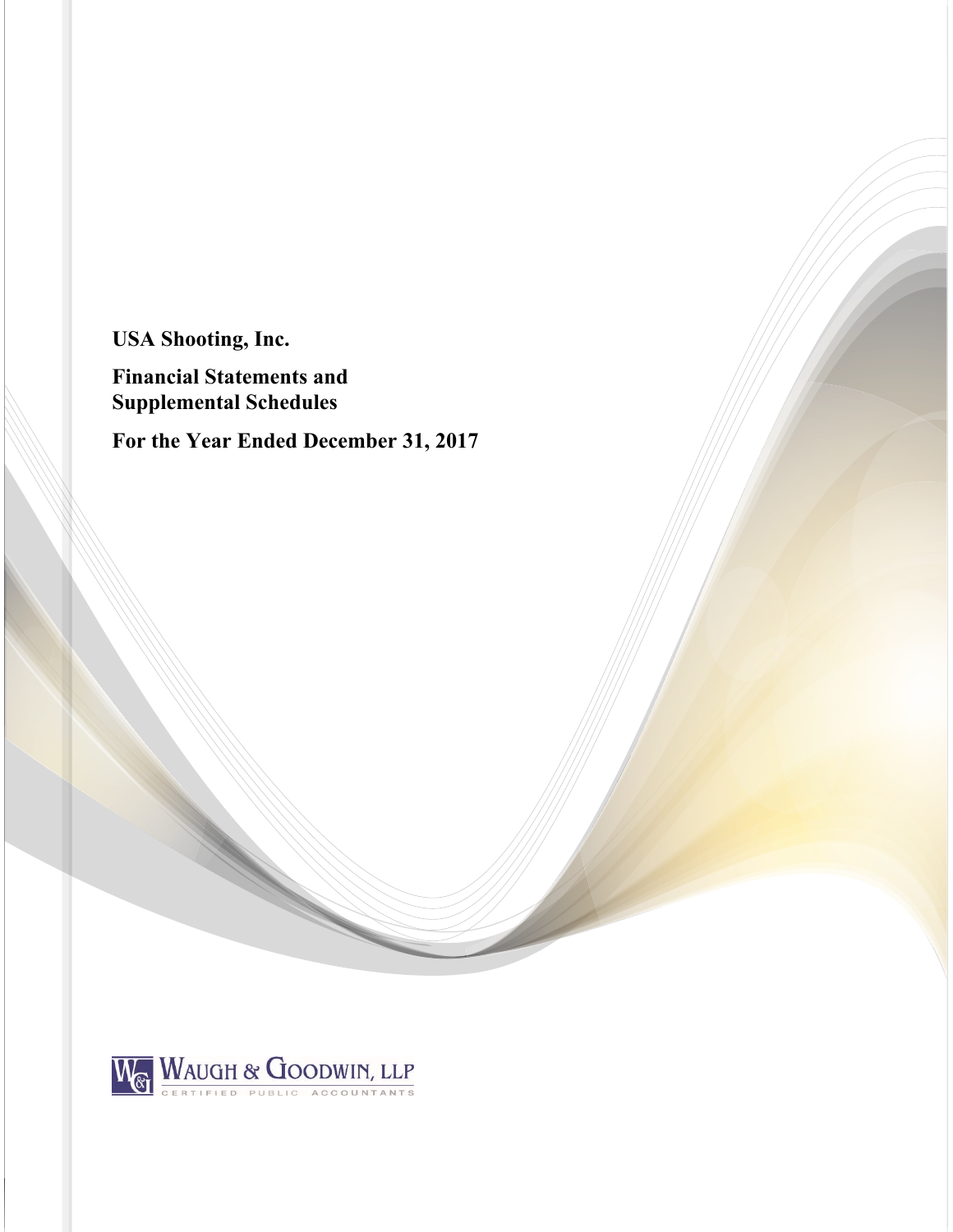**USA Shooting, Inc.**

**Financial Statements and Supplemental Schedules**

**For the Year Ended December 31, 2017**

WAUGH & GOODWIN, LLP
CERTIFIED PUBLIC ACCOUNTANTS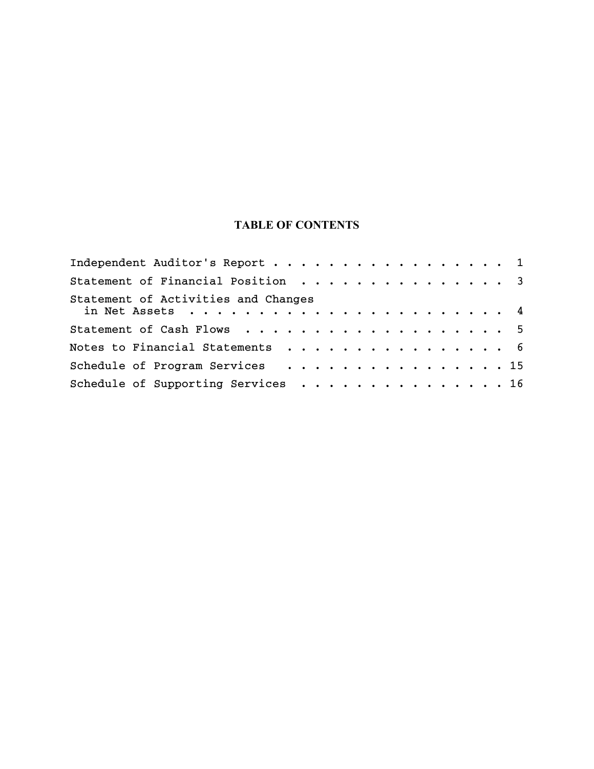# TABLE OF CONTENTS

| | |
|---|---|
| Independent Auditor's Report | 1 |
| Statement of Financial Position | 3 |
| Statement of Activities and Changes in Net Assets | 4 |
| Statement of Cash Flows | 5 |
| Notes to Financial Statements | 6 |
| Schedule of Program Services | 15 |
| Schedule of Supporting Services | 16 |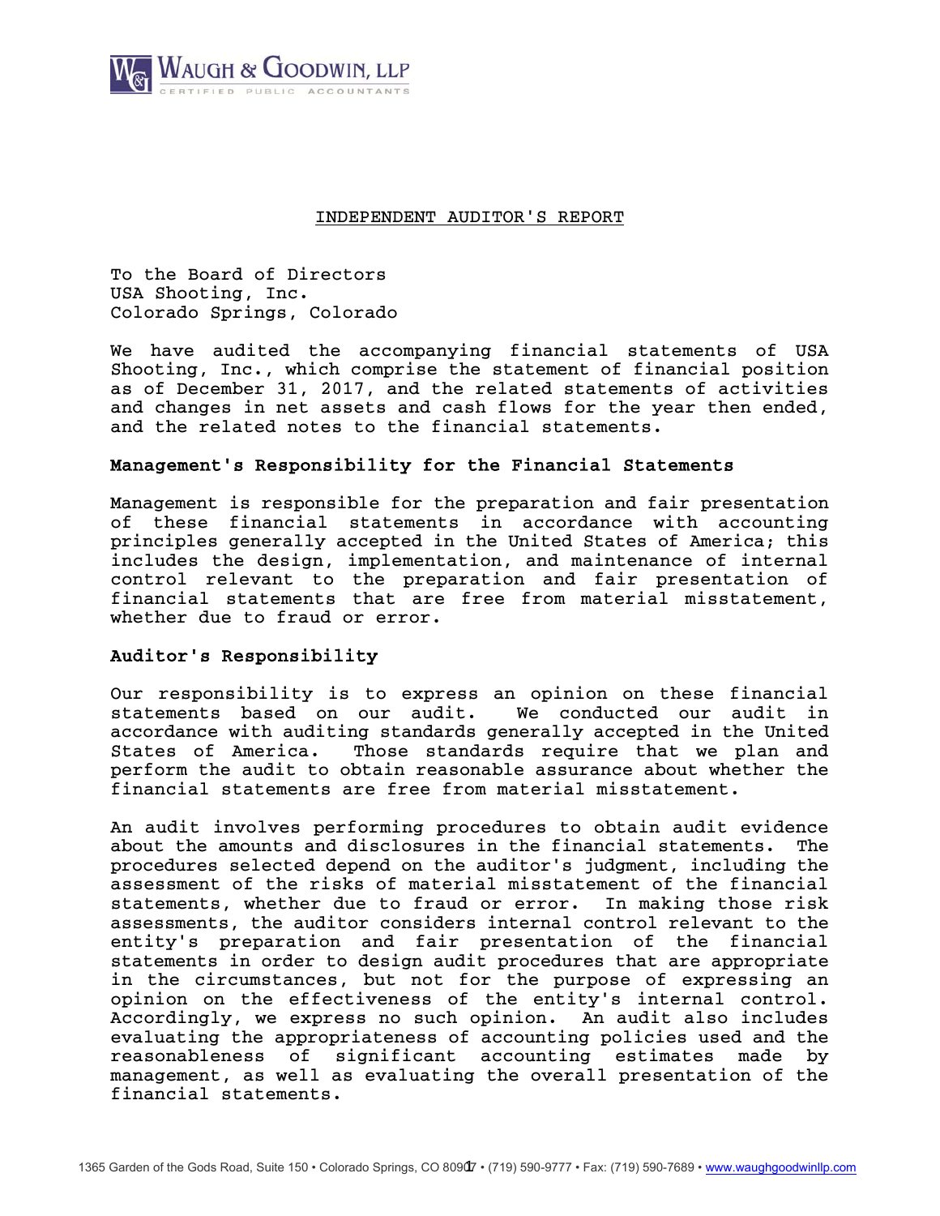# INDEPENDENT AUDITOR'S REPORT

To the Board of Directors
USA Shooting, Inc.
Colorado Springs, Colorado

We have audited the accompanying financial statements of USA Shooting, Inc., which comprise the statement of financial position as of December 31, 2017, and the related statements of activities and changes in net assets and cash flows for the year then ended, and the related notes to the financial statements.

## Management's Responsibility for the Financial Statements

Management is responsible for the preparation and fair presentation of these financial statements in accordance with accounting principles generally accepted in the United States of America; this includes the design, implementation, and maintenance of internal control relevant to the preparation and fair presentation of financial statements that are free from material misstatement, whether due to fraud or error.

## Auditor's Responsibility

Our responsibility is to express an opinion on these financial statements based on our audit. We conducted our audit in accordance with auditing standards generally accepted in the United States of America. Those standards require that we plan and perform the audit to obtain reasonable assurance about whether the financial statements are free from material misstatement.

An audit involves performing procedures to obtain audit evidence about the amounts and disclosures in the financial statements. The procedures selected depend on the auditor's judgment, including the assessment of the risks of material misstatement of the financial statements, whether due to fraud or error. In making those risk assessments, the auditor considers internal control relevant to the entity's preparation and fair presentation of the financial statements in order to design audit procedures that are appropriate in the circumstances, but not for the purpose of expressing an opinion on the effectiveness of the entity's internal control. Accordingly, we express no such opinion. An audit also includes evaluating the appropriateness of accounting policies used and the reasonableness of significant accounting estimates made by management, as well as evaluating the overall presentation of the financial statements.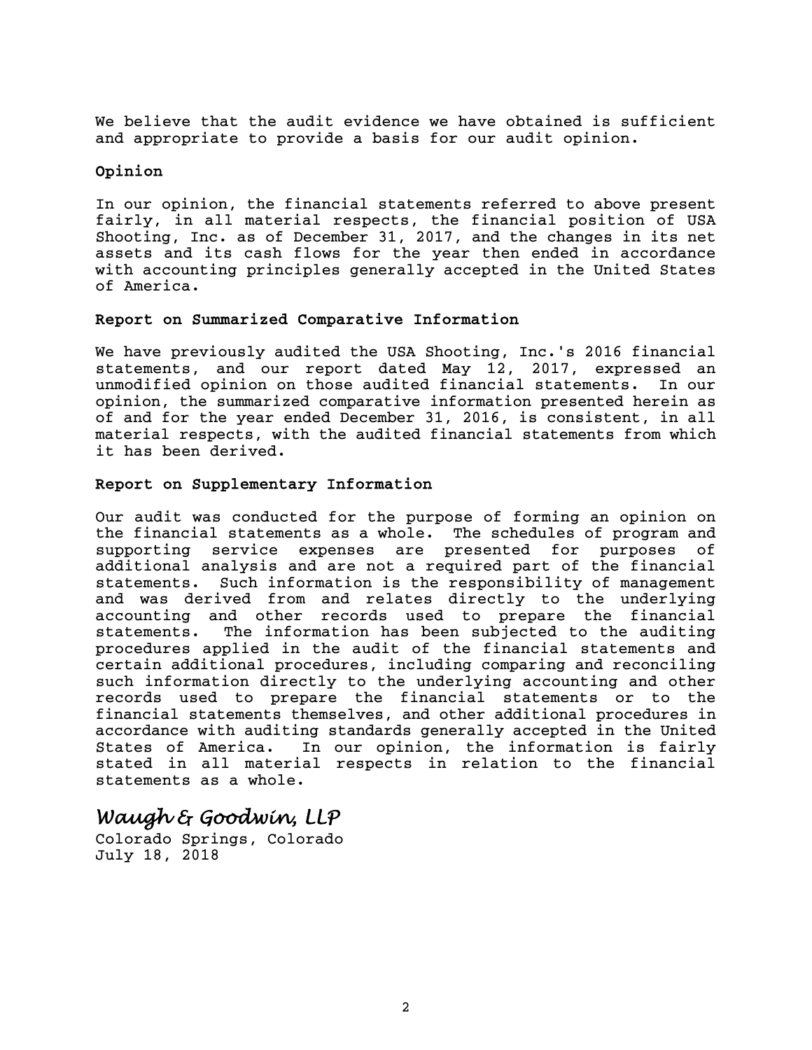We believe that the audit evidence we have obtained is sufficient and appropriate to provide a basis for our audit opinion.

### Opinion

In our opinion, the financial statements referred to above present fairly, in all material respects, the financial position of USA Shooting, Inc. as of December 31, 2017, and the changes in its net assets and its cash flows for the year then ended in accordance with accounting principles generally accepted in the United States of America.

### Report on Summarized Comparative Information

We have previously audited the USA Shooting, Inc.'s 2016 financial statements, and our report dated May 12, 2017, expressed an unmodified opinion on those audited financial statements. In our opinion, the summarized comparative information presented herein as of and for the year ended December 31, 2016, is consistent, in all material respects, with the audited financial statements from which it has been derived.

### Report on Supplementary Information

Our audit was conducted for the purpose of forming an opinion on the financial statements as a whole. The schedules of program and supporting service expenses are presented for purposes of additional analysis and are not a required part of the financial statements. Such information is the responsibility of management and was derived from and relates directly to the underlying accounting and other records used to prepare the financial statements. The information has been subjected to the auditing procedures applied in the audit of the financial statements and certain additional procedures, including comparing and reconciling such information directly to the underlying accounting and other records used to prepare the financial statements or to the financial statements themselves, and other additional procedures in accordance with auditing standards generally accepted in the United States of America. In our opinion, the information is fairly stated in all material respects in relation to the financial statements as a whole.

*Waugh & Goodwin, LLP*

Colorado Springs, Colorado
July 18, 2018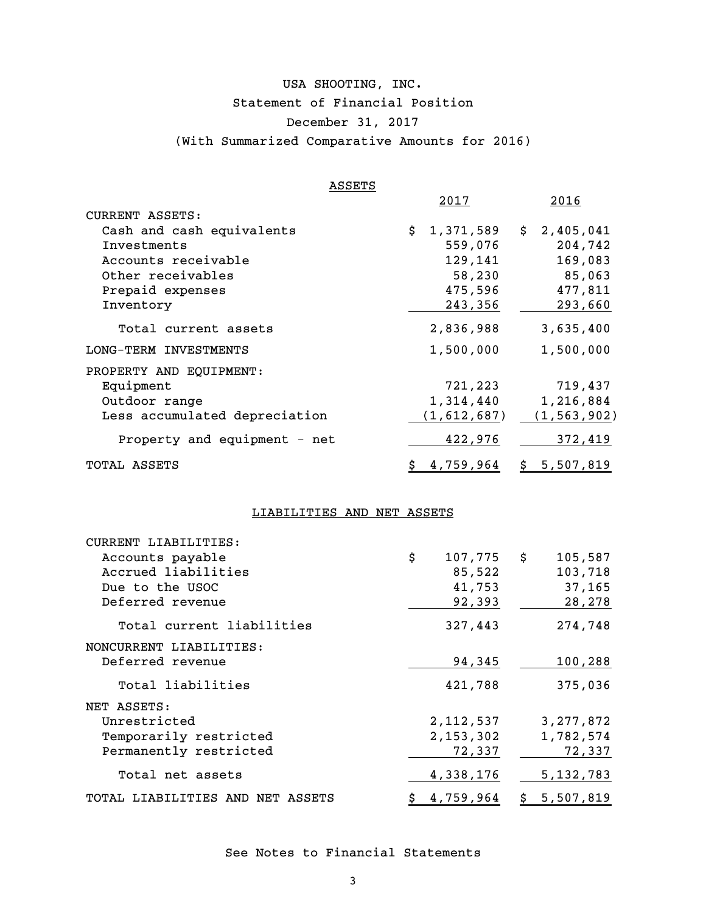# USA SHOOTING, INC.

## Statement of Financial Position

### December 31, 2017

### (With Summarized Comparative Amounts for 2016)

#### ASSETS

| | 2017 | 2016 |
|---|---|---|
| CURRENT ASSETS: | | |
| Cash and cash equivalents | $ 1,371,589 | $ 2,405,041 |
| Investments | 559,076 | 204,742 |
| Accounts receivable | 129,141 | 169,083 |
| Other receivables | 58,230 | 85,063 |
| Prepaid expenses | 475,596 | 477,811 |
| Inventory | 243,356 | 293,660 |
| Total current assets | 2,836,988 | 3,635,400 |
| LONG-TERM INVESTMENTS | 1,500,000 | 1,500,000 |
| PROPERTY AND EQUIPMENT: | | |
| Equipment | 721,223 | 719,437 |
| Outdoor range | 1,314,440 | 1,216,884 |
| Less accumulated depreciation | (1,612,687) | (1,563,902) |
| Property and equipment - net | 422,976 | 372,419 |
| TOTAL ASSETS | $ 4,759,964 | $ 5,507,819 |

#### LIABILITIES AND NET ASSETS

| | 2017 | 2016 |
|---|---|---|
| CURRENT LIABILITIES: | | |
| Accounts payable | $ 107,775 | $ 105,587 |
| Accrued liabilities | 85,522 | 103,718 |
| Due to the USOC | 41,753 | 37,165 |
| Deferred revenue | 92,393 | 28,278 |
| Total current liabilities | 327,443 | 274,748 |
| NONCURRENT LIABILITIES: | | |
| Deferred revenue | 94,345 | 100,288 |
| Total liabilities | 421,788 | 375,036 |
| NET ASSETS: | | |
| Unrestricted | 2,112,537 | 3,277,872 |
| Temporarily restricted | 2,153,302 | 1,782,574 |
| Permanently restricted | 72,337 | 72,337 |
| Total net assets | 4,338,176 | 5,132,783 |
| TOTAL LIABILITIES AND NET ASSETS | $ 4,759,964 | $ 5,507,819 |

See Notes to Financial Statements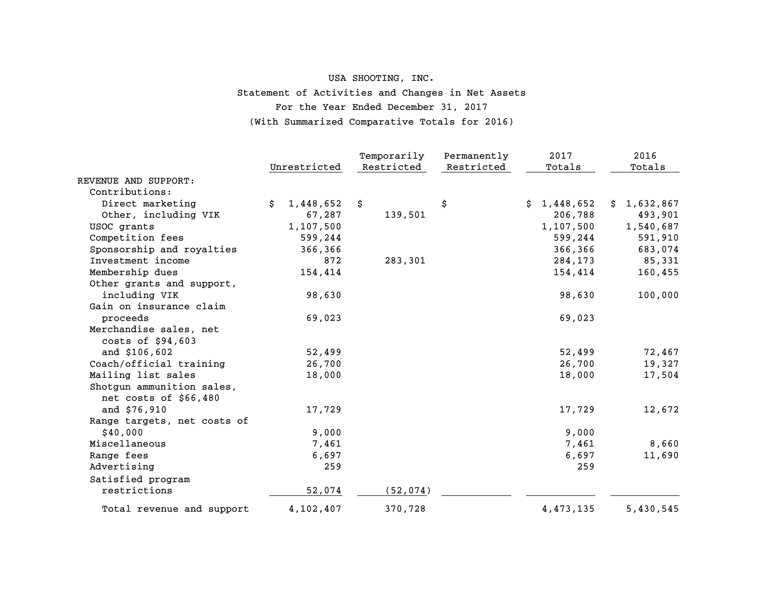USA SHOOTING, INC.

Statement of Activities and Changes in Net Assets

For the Year Ended December 31, 2017

(With Summarized Comparative Totals for 2016)

| | Unrestricted | Temporarily Restricted | Permanently Restricted | 2017 Totals | 2016 Totals |
|---|---|---|---|---|---|
| REVENUE AND SUPPORT: | | | | | |
| Contributions: | | | | | |
| Direct marketing | $ 1,448,652 | $ | $ | $ 1,448,652 | $ 1,632,867 |
| Other, including VIK | 67,287 | 139,501 | | 206,788 | 493,901 |
| USOC grants | 1,107,500 | | | 1,107,500 | 1,540,687 |
| Competition fees | 599,244 | | | 599,244 | 591,910 |
| Sponsorship and royalties | 366,366 | | | 366,366 | 683,074 |
| Investment income | 872 | 283,301 | | 284,173 | 85,331 |
| Membership dues | 154,414 | | | 154,414 | 160,455 |
| Other grants and support, including VIK | 98,630 | | | 98,630 | 100,000 |
| Gain on insurance claim proceeds | 69,023 | | | 69,023 | |
| Merchandise sales, net costs of $94,603 and $106,602 | 52,499 | | | 52,499 | 72,467 |
| Coach/official training | 26,700 | | | 26,700 | 19,327 |
| Mailing list sales | 18,000 | | | 18,000 | 17,504 |
| Shotgun ammunition sales, net costs of $66,480 and $76,910 | 17,729 | | | 17,729 | 12,672 |
| Range targets, net costs of $40,000 | 9,000 | | | 9,000 | |
| Miscellaneous | 7,461 | | | 7,461 | 8,660 |
| Range fees | 6,697 | | | 6,697 | 11,690 |
| Advertising | 259 | | | 259 | |
| Satisfied program restrictions | 52,074 | (52,074) | | | |
| Total revenue and support | 4,102,407 | 370,728 | | 4,473,135 | 5,430,545 |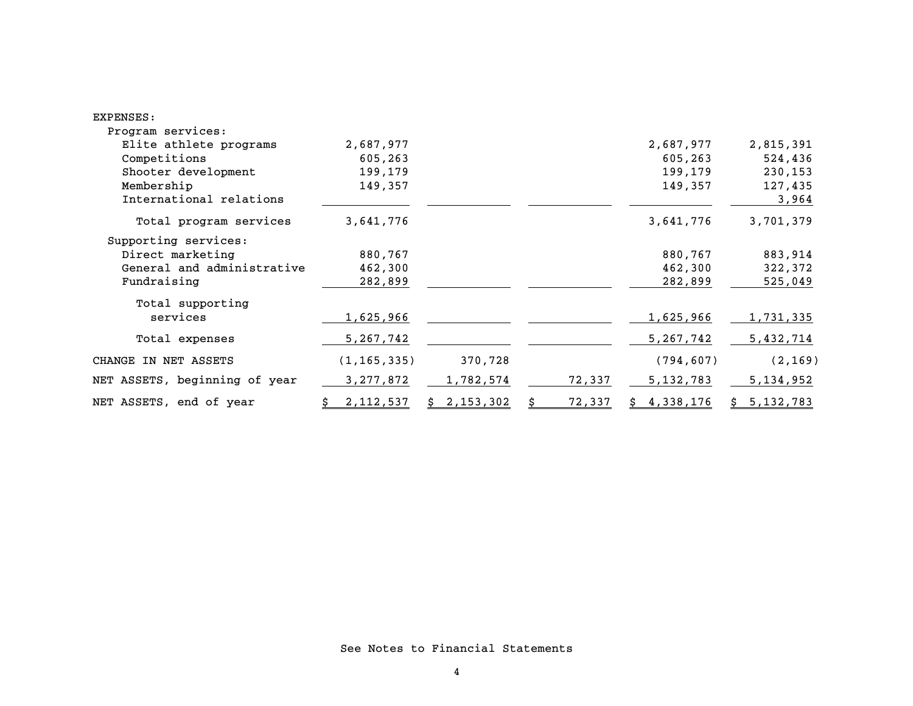| | | | | | |
|---|---|---|---|---|---|
| EXPENSES: | | | | | |
| Program services: | | | | | |
| Elite athlete programs | 2,687,977 | | | 2,687,977 | 2,815,391 |
| Competitions | 605,263 | | | 605,263 | 524,436 |
| Shooter development | 199,179 | | | 199,179 | 230,153 |
| Membership | 149,357 | | | 149,357 | 127,435 |
| International relations | | | | | 3,964 |
| Total program services | 3,641,776 | | | 3,641,776 | 3,701,379 |
| Supporting services: | | | | | |
| Direct marketing | 880,767 | | | 880,767 | 883,914 |
| General and administrative | 462,300 | | | 462,300 | 322,372 |
| Fundraising | 282,899 | | | 282,899 | 525,049 |
| Total supporting services | 1,625,966 | | | 1,625,966 | 1,731,335 |
| Total expenses | 5,267,742 | | | 5,267,742 | 5,432,714 |
| CHANGE IN NET ASSETS | (1,165,335) | 370,728 | | (794,607) | (2,169) |
| NET ASSETS, beginning of year | 3,277,872 | 1,782,574 | 72,337 | 5,132,783 | 5,134,952 |
| NET ASSETS, end of year | $ 2,112,537 | $ 2,153,302 | $ 72,337 | $ 4,338,176 | $ 5,132,783 |

See Notes to Financial Statements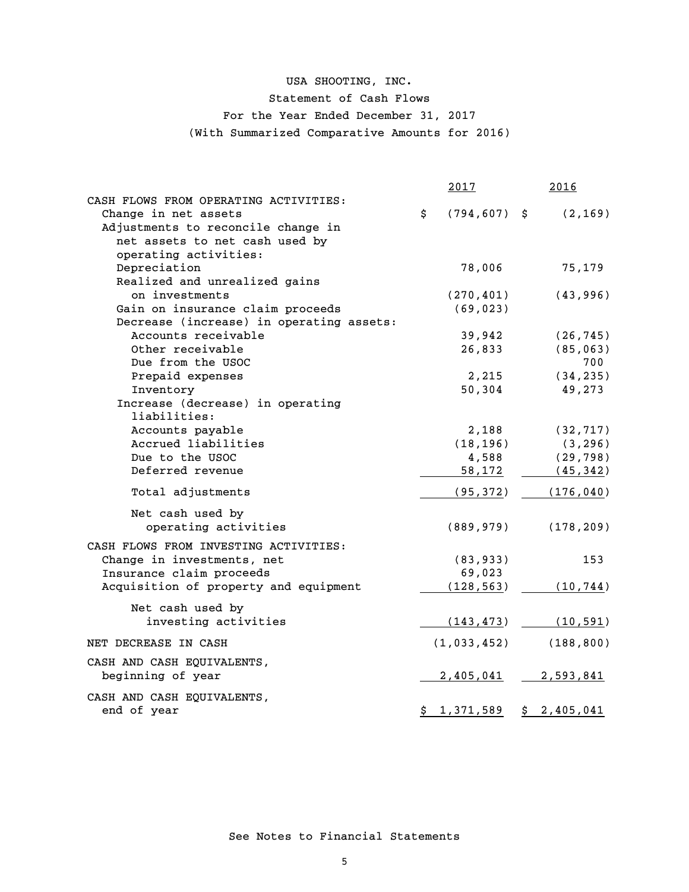# USA SHOOTING, INC.

## Statement of Cash Flows

### For the Year Ended December 31, 2017

### (With Summarized Comparative Amounts for 2016)

| | 2017 | 2016 |
|---|---|---|
| **CASH FLOWS FROM OPERATING ACTIVITIES:** | | |
| Change in net assets | $ (794,607) | $ (2,169) |
| Adjustments to reconcile change in net assets to net cash used by operating activities: | | |
| Depreciation | 78,006 | 75,179 |
| Realized and unrealized gains on investments | (270,401) | (43,996) |
| Gain on insurance claim proceeds | (69,023) | |
| Decrease (increase) in operating assets: | | |
| Accounts receivable | 39,942 | (26,745) |
| Other receivable | 26,833 | (85,063) |
| Due from the USOC | | 700 |
| Prepaid expenses | 2,215 | (34,235) |
| Inventory | 50,304 | 49,273 |
| Increase (decrease) in operating liabilities: | | |
| Accounts payable | 2,188 | (32,717) |
| Accrued liabilities | (18,196) | (3,296) |
| Due to the USOC | 4,588 | (29,798) |
| Deferred revenue | 58,172 | (45,342) |
| Total adjustments | (95,372) | (176,040) |
| Net cash used by operating activities | (889,979) | (178,209) |
| **CASH FLOWS FROM INVESTING ACTIVITIES:** | | |
| Change in investments, net | (83,933) | 153 |
| Insurance claim proceeds | 69,023 | |
| Acquisition of property and equipment | (128,563) | (10,744) |
| Net cash used by investing activities | (143,473) | (10,591) |
| **NET DECREASE IN CASH** | (1,033,452) | (188,800) |
| **CASH AND CASH EQUIVALENTS, beginning of year** | 2,405,041 | 2,593,841 |
| **CASH AND CASH EQUIVALENTS, end of year** | $ 1,371,589 | $ 2,405,041 |

See Notes to Financial Statements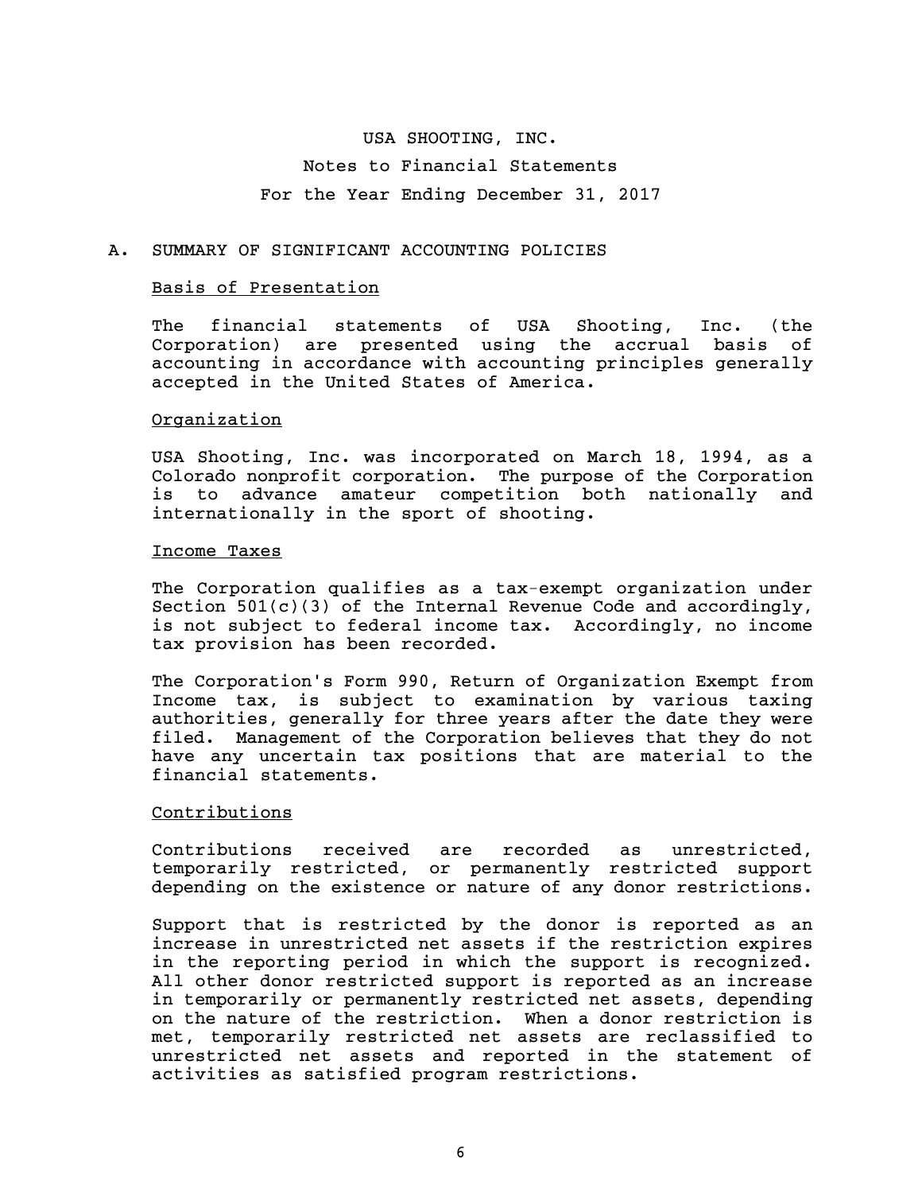# USA SHOOTING, INC.

## Notes to Financial Statements

## For the Year Ending December 31, 2017

## A. SUMMARY OF SIGNIFICANT ACCOUNTING POLICIES

### Basis of Presentation

The financial statements of USA Shooting, Inc. (the Corporation) are presented using the accrual basis of accounting in accordance with accounting principles generally accepted in the United States of America.

### Organization

USA Shooting, Inc. was incorporated on March 18, 1994, as a Colorado nonprofit corporation. The purpose of the Corporation is to advance amateur competition both nationally and internationally in the sport of shooting.

### Income Taxes

The Corporation qualifies as a tax-exempt organization under Section 501(c)(3) of the Internal Revenue Code and accordingly, is not subject to federal income tax. Accordingly, no income tax provision has been recorded.

The Corporation's Form 990, Return of Organization Exempt from Income tax, is subject to examination by various taxing authorities, generally for three years after the date they were filed. Management of the Corporation believes that they do not have any uncertain tax positions that are material to the financial statements.

### Contributions

Contributions received are recorded as unrestricted, temporarily restricted, or permanently restricted support depending on the existence or nature of any donor restrictions.

Support that is restricted by the donor is reported as an increase in unrestricted net assets if the restriction expires in the reporting period in which the support is recognized. All other donor restricted support is reported as an increase in temporarily or permanently restricted net assets, depending on the nature of the restriction. When a donor restriction is met, temporarily restricted net assets are reclassified to unrestricted net assets and reported in the statement of activities as satisfied program restrictions.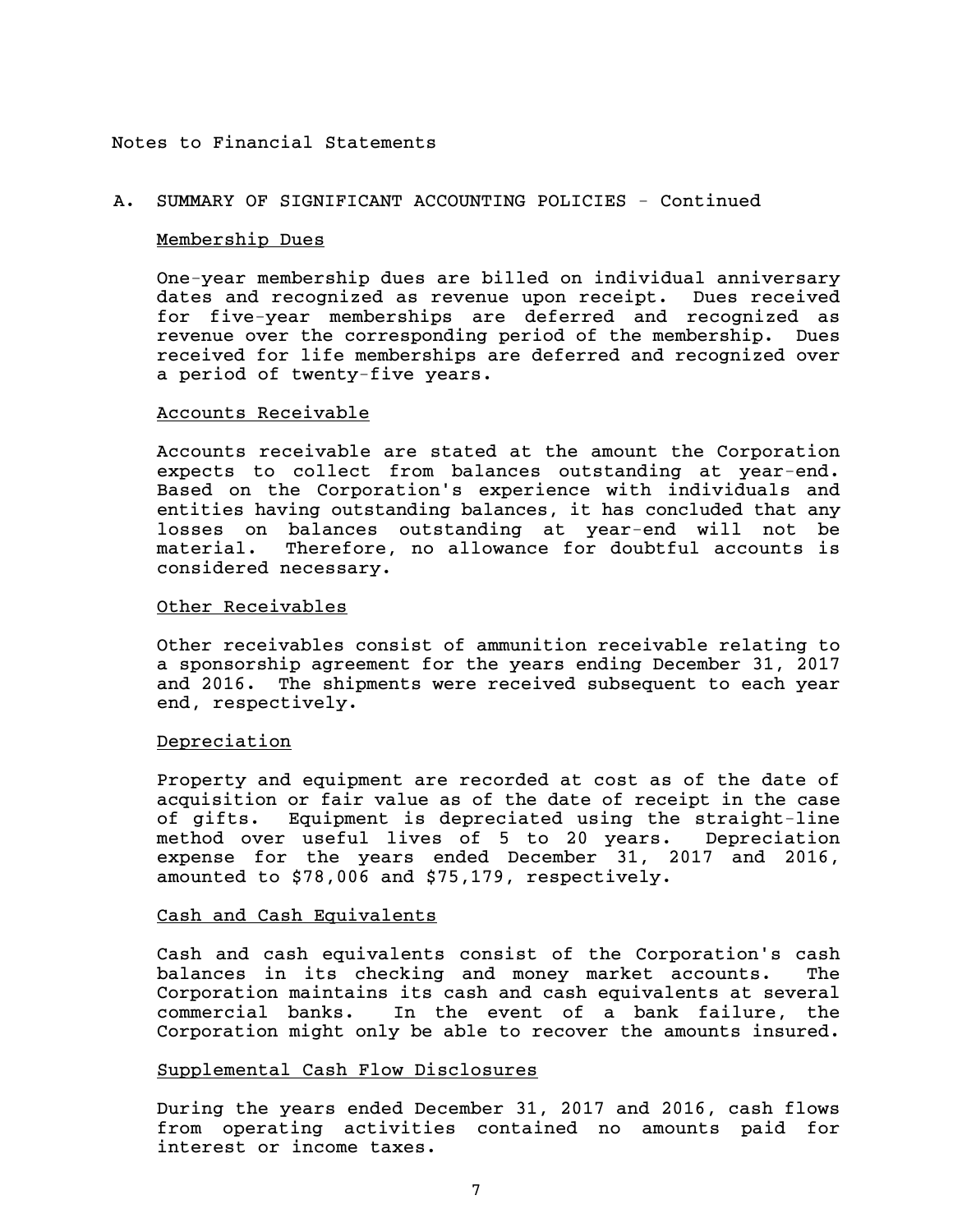Notes to Financial Statements

## A. SUMMARY OF SIGNIFICANT ACCOUNTING POLICIES - Continued

### Membership Dues

One-year membership dues are billed on individual anniversary dates and recognized as revenue upon receipt. Dues received for five-year memberships are deferred and recognized as revenue over the corresponding period of the membership. Dues received for life memberships are deferred and recognized over a period of twenty-five years.

### Accounts Receivable

Accounts receivable are stated at the amount the Corporation expects to collect from balances outstanding at year-end. Based on the Corporation's experience with individuals and entities having outstanding balances, it has concluded that any losses on balances outstanding at year-end will not be material. Therefore, no allowance for doubtful accounts is considered necessary.

### Other Receivables

Other receivables consist of ammunition receivable relating to a sponsorship agreement for the years ending December 31, 2017 and 2016. The shipments were received subsequent to each year end, respectively.

### Depreciation

Property and equipment are recorded at cost as of the date of acquisition or fair value as of the date of receipt in the case of gifts. Equipment is depreciated using the straight-line method over useful lives of 5 to 20 years. Depreciation expense for the years ended December 31, 2017 and 2016, amounted to $78,006 and $75,179, respectively.

### Cash and Cash Equivalents

Cash and cash equivalents consist of the Corporation's cash balances in its checking and money market accounts. The Corporation maintains its cash and cash equivalents at several commercial banks. In the event of a bank failure, the Corporation might only be able to recover the amounts insured.

### Supplemental Cash Flow Disclosures

During the years ended December 31, 2017 and 2016, cash flows from operating activities contained no amounts paid for interest or income taxes.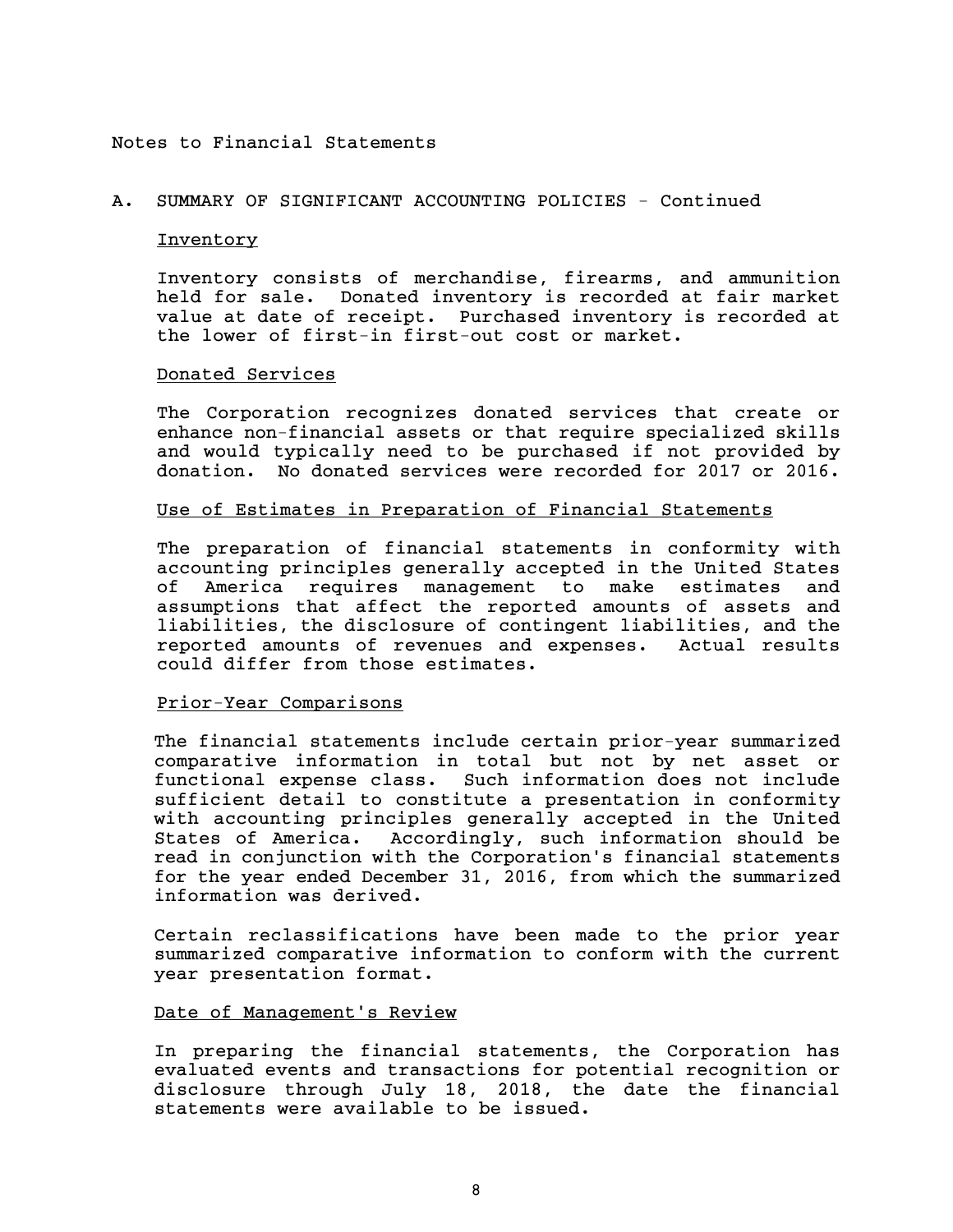Notes to Financial Statements

## A. SUMMARY OF SIGNIFICANT ACCOUNTING POLICIES - Continued

### Inventory

Inventory consists of merchandise, firearms, and ammunition held for sale. Donated inventory is recorded at fair market value at date of receipt. Purchased inventory is recorded at the lower of first-in first-out cost or market.

### Donated Services

The Corporation recognizes donated services that create or enhance non-financial assets or that require specialized skills and would typically need to be purchased if not provided by donation. No donated services were recorded for 2017 or 2016.

### Use of Estimates in Preparation of Financial Statements

The preparation of financial statements in conformity with accounting principles generally accepted in the United States of America requires management to make estimates and assumptions that affect the reported amounts of assets and liabilities, the disclosure of contingent liabilities, and the reported amounts of revenues and expenses. Actual results could differ from those estimates.

### Prior-Year Comparisons

The financial statements include certain prior-year summarized comparative information in total but not by net asset or functional expense class. Such information does not include sufficient detail to constitute a presentation in conformity with accounting principles generally accepted in the United States of America. Accordingly, such information should be read in conjunction with the Corporation's financial statements for the year ended December 31, 2016, from which the summarized information was derived.

Certain reclassifications have been made to the prior year summarized comparative information to conform with the current year presentation format.

### Date of Management's Review

In preparing the financial statements, the Corporation has evaluated events and transactions for potential recognition or disclosure through July 18, 2018, the date the financial statements were available to be issued.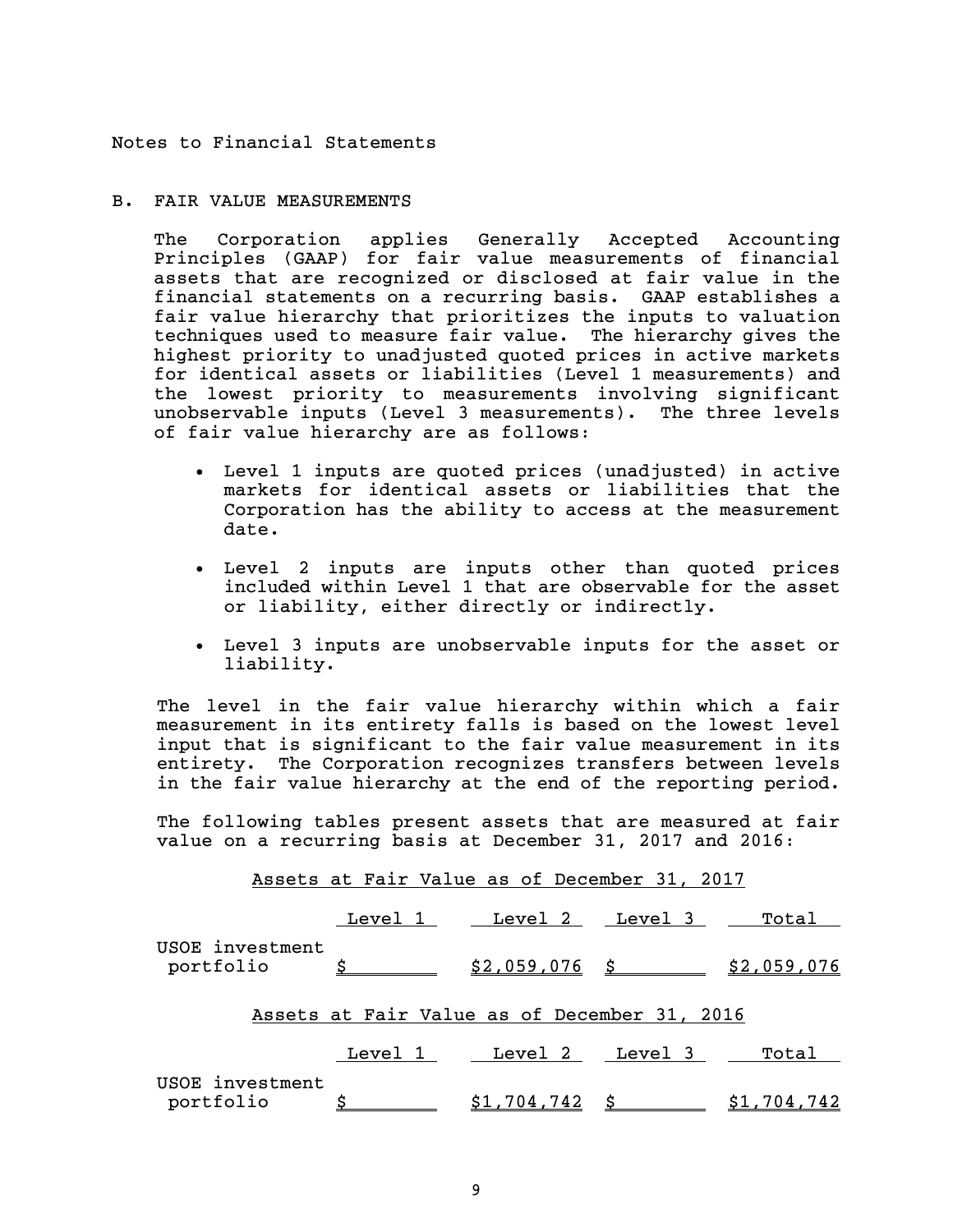Notes to Financial Statements

## B. FAIR VALUE MEASUREMENTS

The Corporation applies Generally Accepted Accounting Principles (GAAP) for fair value measurements of financial assets that are recognized or disclosed at fair value in the financial statements on a recurring basis. GAAP establishes a fair value hierarchy that prioritizes the inputs to valuation techniques used to measure fair value. The hierarchy gives the highest priority to unadjusted quoted prices in active markets for identical assets or liabilities (Level 1 measurements) and the lowest priority to measurements involving significant unobservable inputs (Level 3 measurements). The three levels of fair value hierarchy are as follows:

- Level 1 inputs are quoted prices (unadjusted) in active markets for identical assets or liabilities that the Corporation has the ability to access at the measurement date.
- Level 2 inputs are inputs other than quoted prices included within Level 1 that are observable for the asset or liability, either directly or indirectly.
- Level 3 inputs are unobservable inputs for the asset or liability.

The level in the fair value hierarchy within which a fair measurement in its entirety falls is based on the lowest level input that is significant to the fair value measurement in its entirety. The Corporation recognizes transfers between levels in the fair value hierarchy at the end of the reporting period.

The following tables present assets that are measured at fair value on a recurring basis at December 31, 2017 and 2016:

Assets at Fair Value as of December 31, 2017

| | Level 1 | Level 2 | Level 3 | Total |
|---|---|---|---|---|
| USOE investment portfolio | $ | $2,059,076 | $ | $2,059,076 |

Assets at Fair Value as of December 31, 2016

| | Level 1 | Level 2 | Level 3 | Total |
|---|---|---|---|---|
| USOE investment portfolio | $ | $1,704,742 | $ | $1,704,742 |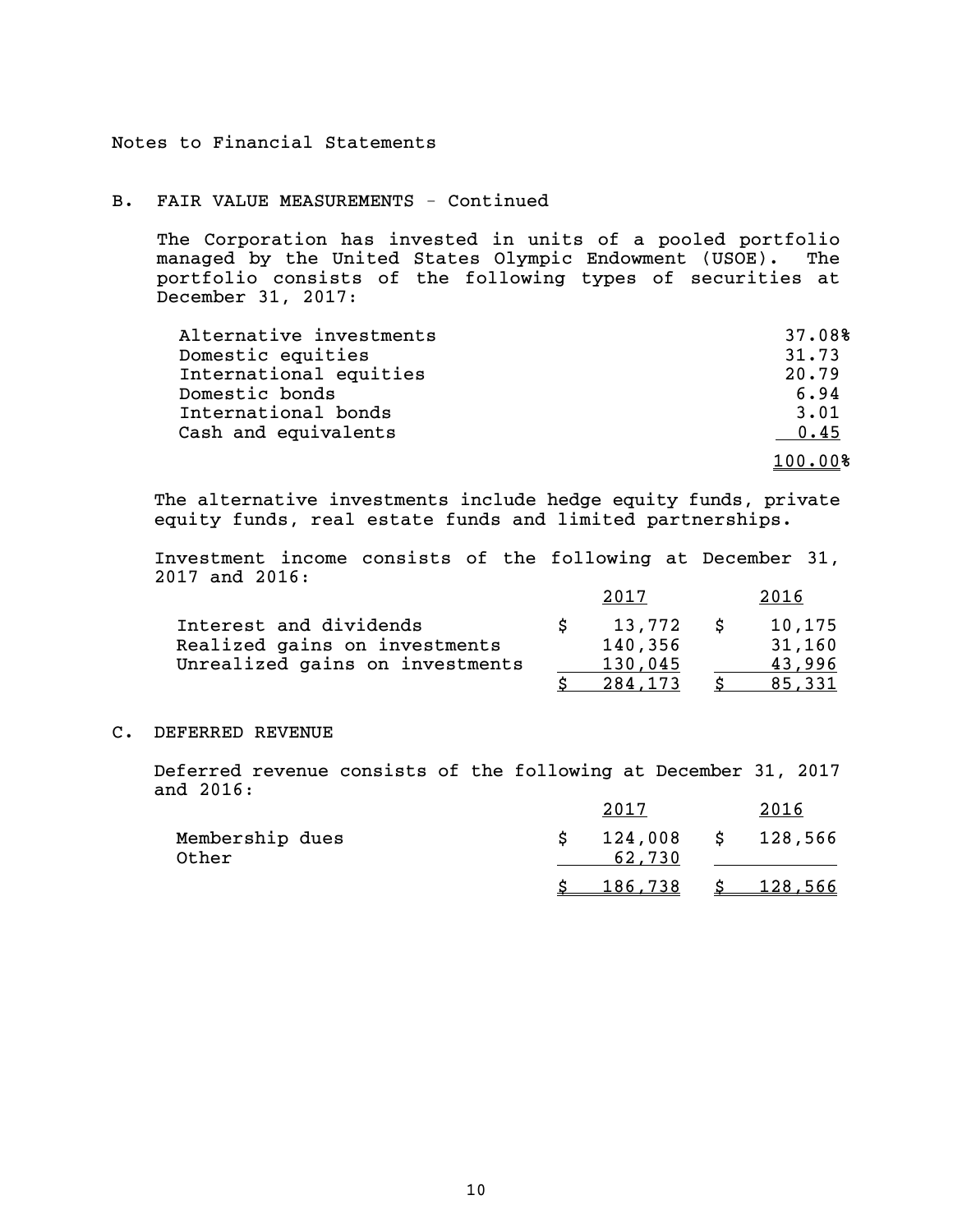Notes to Financial Statements

## B. FAIR VALUE MEASUREMENTS - Continued

The Corporation has invested in units of a pooled portfolio managed by the United States Olympic Endowment (USOE). The portfolio consists of the following types of securities at December 31, 2017:

| | |
|---|---|
| Alternative investments | 37.08% |
| Domestic equities | 31.73 |
| International equities | 20.79 |
| Domestic bonds | 6.94 |
| International bonds | 3.01 |
| Cash and equivalents | 0.45 |
| | 100.00% |

The alternative investments include hedge equity funds, private equity funds, real estate funds and limited partnerships.

Investment income consists of the following at December 31, 2017 and 2016:

| | 2017 | 2016 |
|---|---|---|
| Interest and dividends | $ 13,772 | $ 10,175 |
| Realized gains on investments | 140,356 | 31,160 |
| Unrealized gains on investments | 130,045 | 43,996 |
| | $ 284,173 | $ 85,331 |

## C. DEFERRED REVENUE

Deferred revenue consists of the following at December 31, 2017 and 2016:

| | 2017 | 2016 |
|---|---|---|
| Membership dues | $ 124,008 | $ 128,566 |
| Other | 62,730 | |
| | $ 186,738 | $ 128,566 |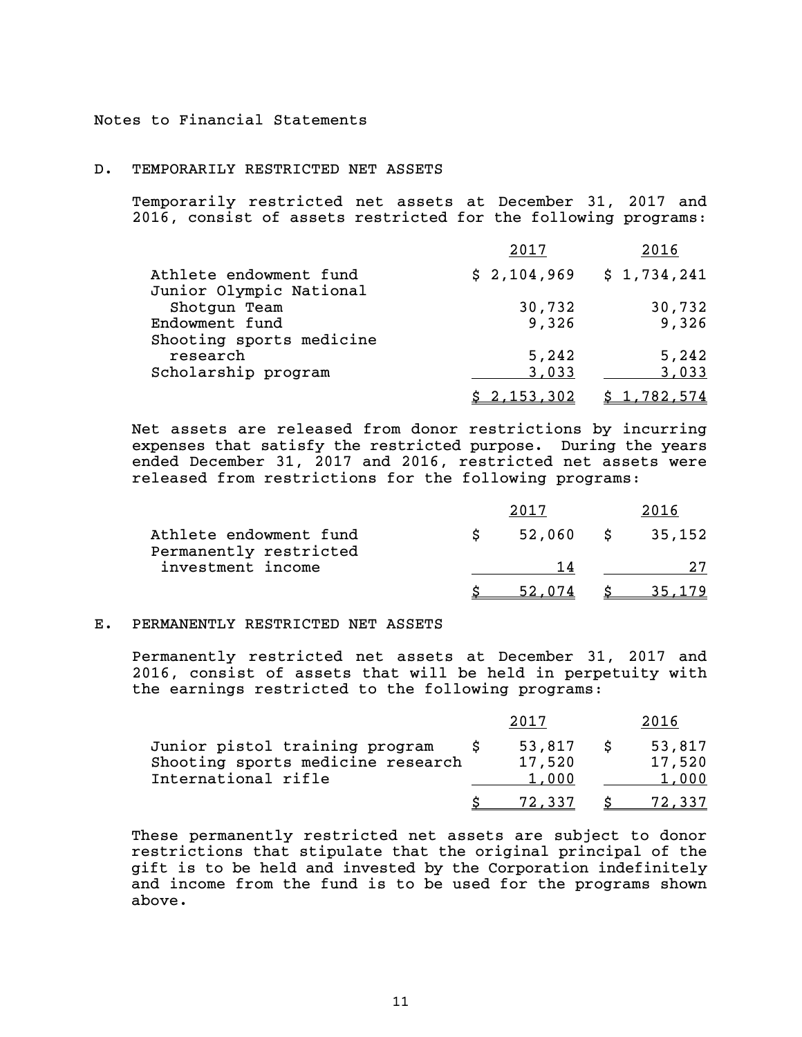Notes to Financial Statements

## D. TEMPORARILY RESTRICTED NET ASSETS

Temporarily restricted net assets at December 31, 2017 and 2016, consist of assets restricted for the following programs:

| | 2017 | 2016 |
|---|---|---|
| Athlete endowment fund | $ 2,104,969 | $ 1,734,241 |
| Junior Olympic National Shotgun Team | 30,732 | 30,732 |
| Endowment fund | 9,326 | 9,326 |
| Shooting sports medicine research | 5,242 | 5,242 |
| Scholarship program | 3,033 | 3,033 |
| | $ 2,153,302 | $ 1,782,574 |

Net assets are released from donor restrictions by incurring expenses that satisfy the restricted purpose. During the years ended December 31, 2017 and 2016, restricted net assets were released from restrictions for the following programs:

| | 2017 | 2016 |
|---|---|---|
| Athlete endowment fund | $ 52,060 | $ 35,152 |
| Permanently restricted investment income | 14 | 27 |
| | $ 52,074 | $ 35,179 |

## E. PERMANENTLY RESTRICTED NET ASSETS

Permanently restricted net assets at December 31, 2017 and 2016, consist of assets that will be held in perpetuity with the earnings restricted to the following programs:

| | 2017 | 2016 |
|---|---|---|
| Junior pistol training program | $ 53,817 | $ 53,817 |
| Shooting sports medicine research | 17,520 | 17,520 |
| International rifle | 1,000 | 1,000 |
| | $ 72,337 | $ 72,337 |

These permanently restricted net assets are subject to donor restrictions that stipulate that the original principal of the gift is to be held and invested by the Corporation indefinitely and income from the fund is to be used for the programs shown above.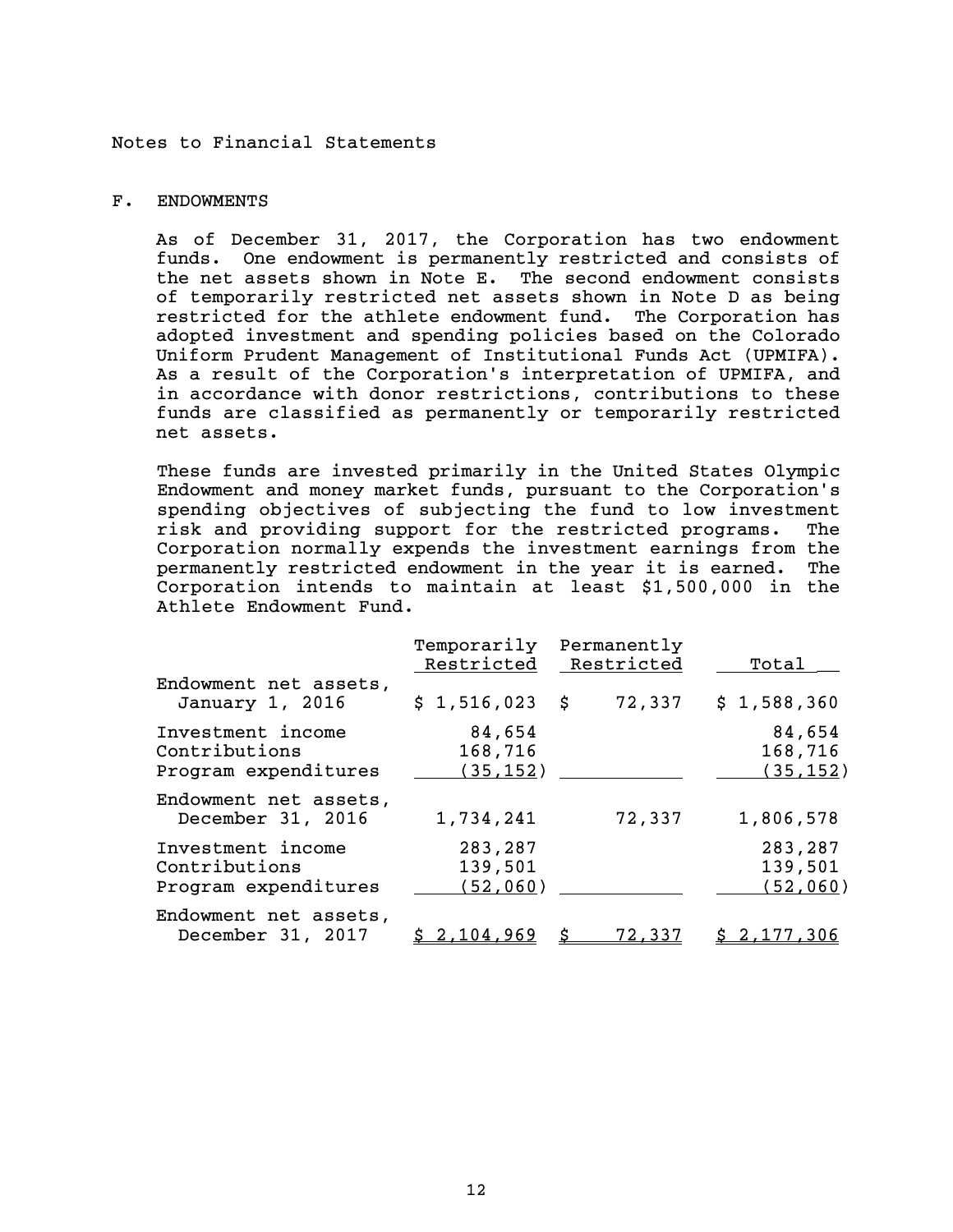Notes to Financial Statements

## F. ENDOWMENTS

As of December 31, 2017, the Corporation has two endowment funds. One endowment is permanently restricted and consists of the net assets shown in Note E. The second endowment consists of temporarily restricted net assets shown in Note D as being restricted for the athlete endowment fund. The Corporation has adopted investment and spending policies based on the Colorado Uniform Prudent Management of Institutional Funds Act (UPMIFA). As a result of the Corporation's interpretation of UPMIFA, and in accordance with donor restrictions, contributions to these funds are classified as permanently or temporarily restricted net assets.

These funds are invested primarily in the United States Olympic Endowment and money market funds, pursuant to the Corporation's spending objectives of subjecting the fund to low investment risk and providing support for the restricted programs. The Corporation normally expends the investment earnings from the permanently restricted endowment in the year it is earned. The Corporation intends to maintain at least $1,500,000 in the Athlete Endowment Fund.

| | Temporarily Restricted | Permanently Restricted | Total |
|---|---|---|---|
| Endowment net assets, January 1, 2016 | $ 1,516,023 | $ 72,337 | $ 1,588,360 |
| Investment income | 84,654 | | 84,654 |
| Contributions | 168,716 | | 168,716 |
| Program expenditures | (35,152) | | (35,152) |
| Endowment net assets, December 31, 2016 | 1,734,241 | 72,337 | 1,806,578 |
| Investment income | 283,287 | | 283,287 |
| Contributions | 139,501 | | 139,501 |
| Program expenditures | (52,060) | | (52,060) |
| Endowment net assets, December 31, 2017 | $ 2,104,969 | $ 72,337 | $ 2,177,306 |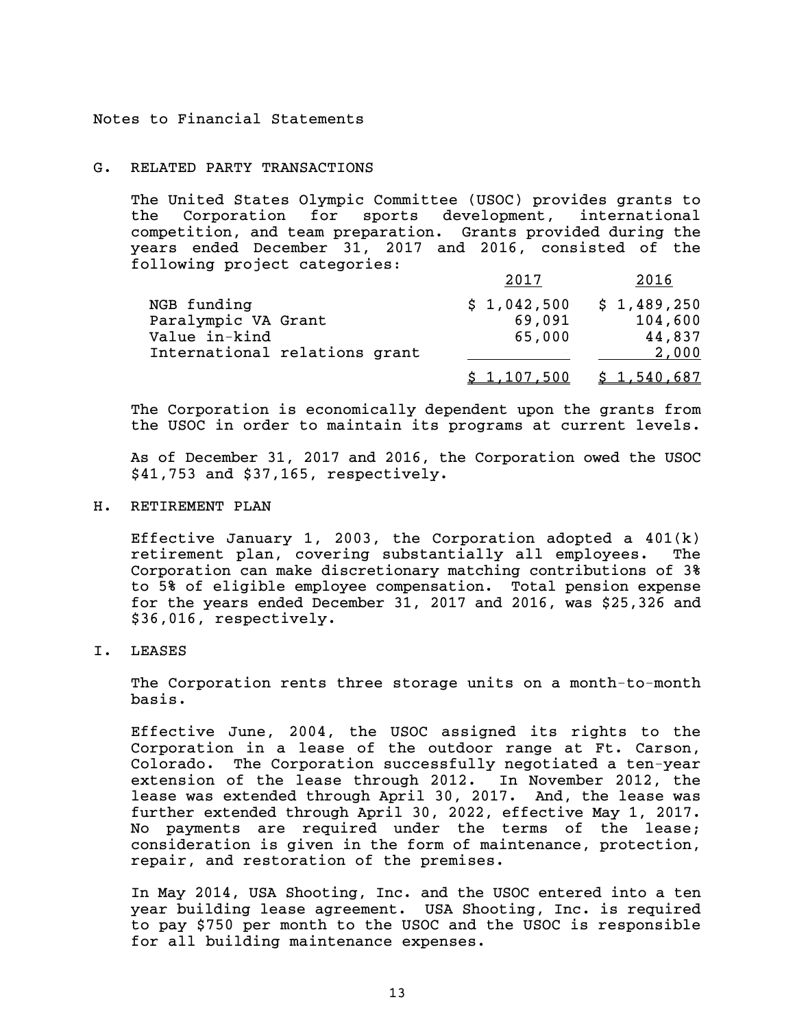Notes to Financial Statements

## G. RELATED PARTY TRANSACTIONS

The United States Olympic Committee (USOC) provides grants to the Corporation for sports development, international competition, and team preparation. Grants provided during the years ended December 31, 2017 and 2016, consisted of the following project categories:

| | 2017 | 2016 |
|---|---|---|
| NGB funding | $ 1,042,500 | $ 1,489,250 |
| Paralympic VA Grant | 69,091 | 104,600 |
| Value in-kind | 65,000 | 44,837 |
| International relations grant | - | 2,000 |
| | $ 1,107,500 | $ 1,540,687 |

The Corporation is economically dependent upon the grants from the USOC in order to maintain its programs at current levels.

As of December 31, 2017 and 2016, the Corporation owed the USOC $41,753 and $37,165, respectively.

## H. RETIREMENT PLAN

Effective January 1, 2003, the Corporation adopted a 401(k) retirement plan, covering substantially all employees. The Corporation can make discretionary matching contributions of 3% to 5% of eligible employee compensation. Total pension expense for the years ended December 31, 2017 and 2016, was $25,326 and $36,016, respectively.

## I. LEASES

The Corporation rents three storage units on a month-to-month basis.

Effective June, 2004, the USOC assigned its rights to the Corporation in a lease of the outdoor range at Ft. Carson, Colorado. The Corporation successfully negotiated a ten-year extension of the lease through 2012. In November 2012, the lease was extended through April 30, 2017. And, the lease was further extended through April 30, 2022, effective May 1, 2017. No payments are required under the terms of the lease; consideration is given in the form of maintenance, protection, repair, and restoration of the premises.

In May 2014, USA Shooting, Inc. and the USOC entered into a ten year building lease agreement. USA Shooting, Inc. is required to pay $750 per month to the USOC and the USOC is responsible for all building maintenance expenses.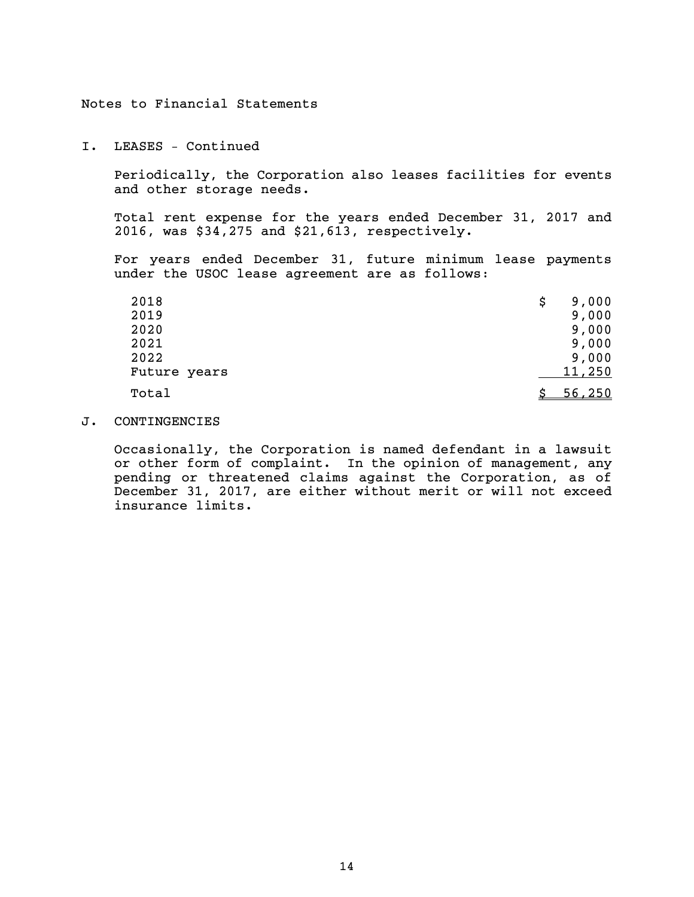Notes to Financial Statements

## I. LEASES - Continued

Periodically, the Corporation also leases facilities for events and other storage needs.

Total rent expense for the years ended December 31, 2017 and 2016, was $34,275 and $21,613, respectively.

For years ended December 31, future minimum lease payments under the USOC lease agreement are as follows:

| | |
|---|---|
| 2018 | $ 9,000 |
| 2019 | 9,000 |
| 2020 | 9,000 |
| 2021 | 9,000 |
| 2022 | 9,000 |
| Future years | 11,250 |
| Total | $ 56,250 |

## J. CONTINGENCIES

Occasionally, the Corporation is named defendant in a lawsuit or other form of complaint. In the opinion of management, any pending or threatened claims against the Corporation, as of December 31, 2017, are either without merit or will not exceed insurance limits.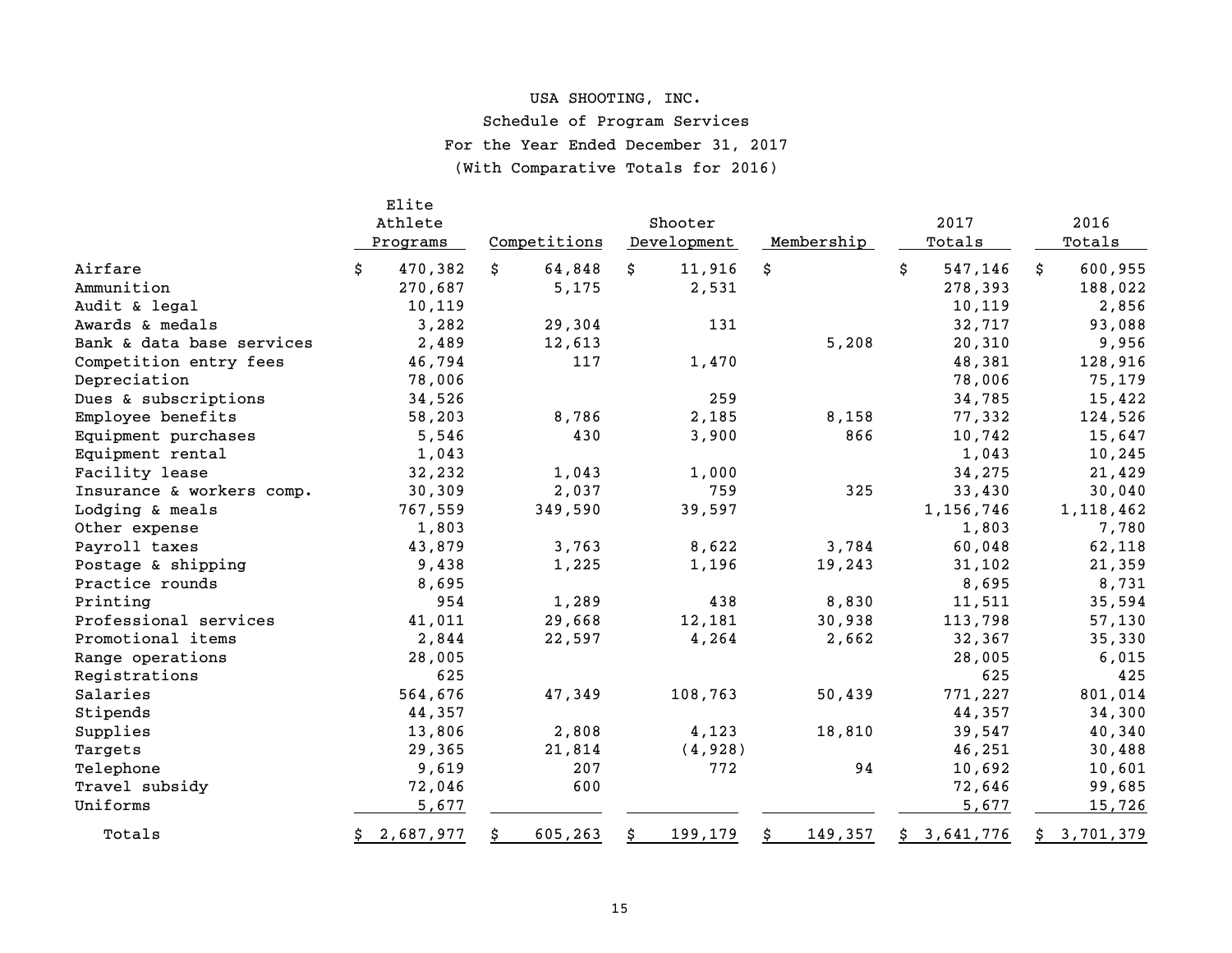USA SHOOTING, INC.

Schedule of Program Services

For the Year Ended December 31, 2017

(With Comparative Totals for 2016)

| | Elite Athlete Programs | Competitions | Shooter Development | Membership | 2017 Totals | 2016 Totals |
|---|---|---|---|---|---|---|
| Airfare | $ 470,382 | $ 64,848 | $ 11,916 | $ | $ 547,146 | $ 600,955 |
| Ammunition | 270,687 | 5,175 | 2,531 | | 278,393 | 188,022 |
| Audit & legal | 10,119 | | | | 10,119 | 2,856 |
| Awards & medals | 3,282 | 29,304 | 131 | | 32,717 | 93,088 |
| Bank & data base services | 2,489 | 12,613 | | 5,208 | 20,310 | 9,956 |
| Competition entry fees | 46,794 | 117 | 1,470 | | 48,381 | 128,916 |
| Depreciation | 78,006 | | | | 78,006 | 75,179 |
| Dues & subscriptions | 34,526 | | 259 | | 34,785 | 15,422 |
| Employee benefits | 58,203 | 8,786 | 2,185 | 8,158 | 77,332 | 124,526 |
| Equipment purchases | 5,546 | 430 | 3,900 | 866 | 10,742 | 15,647 |
| Equipment rental | 1,043 | | | | 1,043 | 10,245 |
| Facility lease | 32,232 | 1,043 | 1,000 | | 34,275 | 21,429 |
| Insurance & workers comp. | 30,309 | 2,037 | 759 | 325 | 33,430 | 30,040 |
| Lodging & meals | 767,559 | 349,590 | 39,597 | | 1,156,746 | 1,118,462 |
| Other expense | 1,803 | | | | 1,803 | 7,780 |
| Payroll taxes | 43,879 | 3,763 | 8,622 | 3,784 | 60,048 | 62,118 |
| Postage & shipping | 9,438 | 1,225 | 1,196 | 19,243 | 31,102 | 21,359 |
| Practice rounds | 8,695 | | | | 8,695 | 8,731 |
| Printing | 954 | 1,289 | 438 | 8,830 | 11,511 | 35,594 |
| Professional services | 41,011 | 29,668 | 12,181 | 30,938 | 113,798 | 57,130 |
| Promotional items | 2,844 | 22,597 | 4,264 | 2,662 | 32,367 | 35,330 |
| Range operations | 28,005 | | | | 28,005 | 6,015 |
| Registrations | 625 | | | | 625 | 425 |
| Salaries | 564,676 | 47,349 | 108,763 | 50,439 | 771,227 | 801,014 |
| Stipends | 44,357 | | | | 44,357 | 34,300 |
| Supplies | 13,806 | 2,808 | 4,123 | 18,810 | 39,547 | 40,340 |
| Targets | 29,365 | 21,814 | (4,928) | | 46,251 | 30,488 |
| Telephone | 9,619 | 207 | 772 | 94 | 10,692 | 10,601 |
| Travel subsidy | 72,046 | 600 | | | 72,646 | 99,685 |
| Uniforms | 5,677 | | | | 5,677 | 15,726 |
| Totals | $ 2,687,977 | $ 605,263 | $ 199,179 | $ 149,357 | $ 3,641,776 | $ 3,701,379 |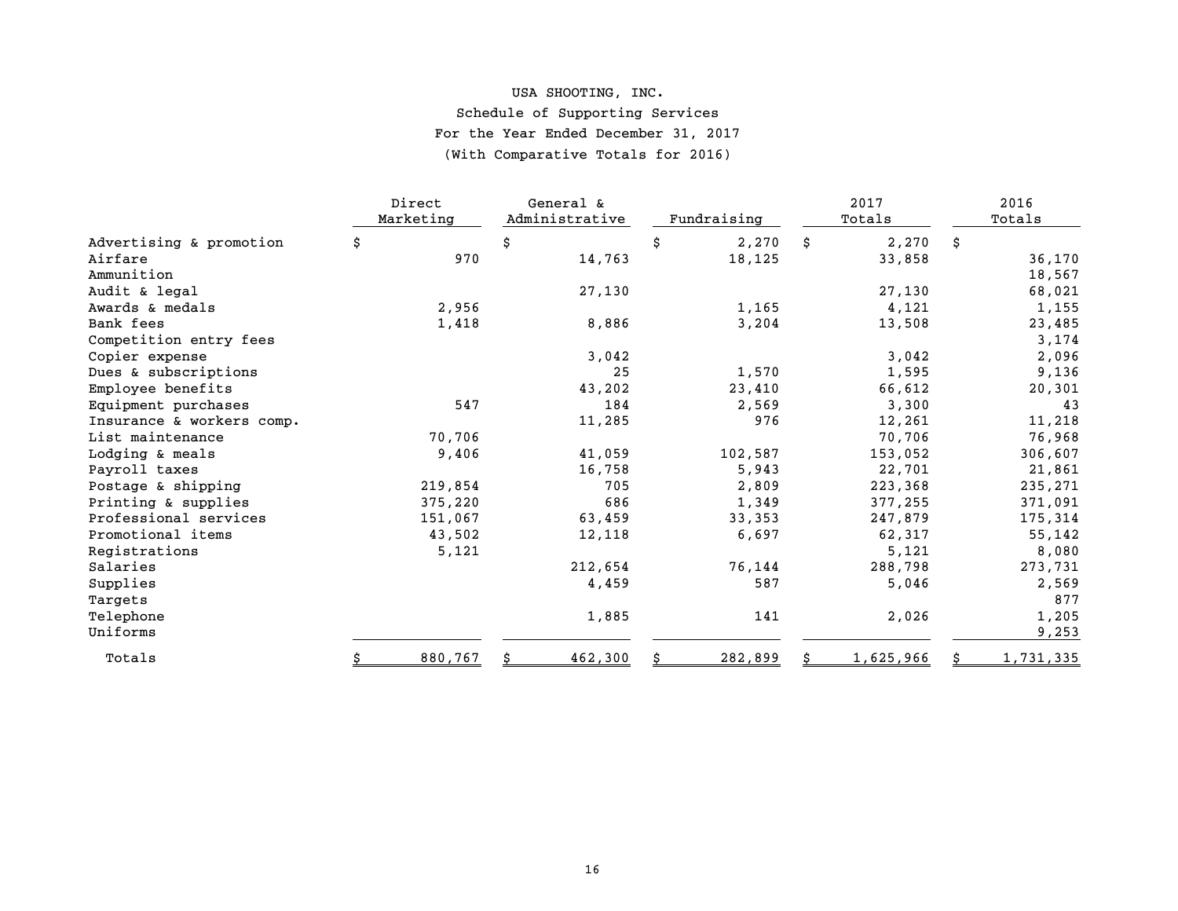USA SHOOTING, INC.

Schedule of Supporting Services

For the Year Ended December 31, 2017

(With Comparative Totals for 2016)

| | Direct Marketing | General & Administrative | Fundraising | 2017 Totals | 2016 Totals |
|---|---|---|---|---|---|
| Advertising & promotion | $ | $ | $ 2,270 | $ 2,270 | $ |
| Airfare | 970 | 14,763 | 18,125 | 33,858 | 36,170 |
| Ammunition | | | | | 18,567 |
| Audit & legal | | 27,130 | | 27,130 | 68,021 |
| Awards & medals | 2,956 | | 1,165 | 4,121 | 1,155 |
| Bank fees | 1,418 | 8,886 | 3,204 | 13,508 | 23,485 |
| Competition entry fees | | | | | 3,174 |
| Copier expense | | 3,042 | | 3,042 | 2,096 |
| Dues & subscriptions | | 25 | 1,570 | 1,595 | 9,136 |
| Employee benefits | | 43,202 | 23,410 | 66,612 | 20,301 |
| Equipment purchases | 547 | 184 | 2,569 | 3,300 | 43 |
| Insurance & workers comp. | | 11,285 | 976 | 12,261 | 11,218 |
| List maintenance | 70,706 | | | 70,706 | 76,968 |
| Lodging & meals | 9,406 | 41,059 | 102,587 | 153,052 | 306,607 |
| Payroll taxes | | 16,758 | 5,943 | 22,701 | 21,861 |
| Postage & shipping | 219,854 | 705 | 2,809 | 223,368 | 235,271 |
| Printing & supplies | 375,220 | 686 | 1,349 | 377,255 | 371,091 |
| Professional services | 151,067 | 63,459 | 33,353 | 247,879 | 175,314 |
| Promotional items | 43,502 | 12,118 | 6,697 | 62,317 | 55,142 |
| Registrations | 5,121 | | | 5,121 | 8,080 |
| Salaries | | 212,654 | 76,144 | 288,798 | 273,731 |
| Supplies | | 4,459 | 587 | 5,046 | 2,569 |
| Targets | | | | | 877 |
| Telephone | | 1,885 | 141 | 2,026 | 1,205 |
| Uniforms | | | | | 9,253 |
| Totals | $ 880,767 | $ 462,300 | $ 282,899 | $ 1,625,966 | $ 1,731,335 |